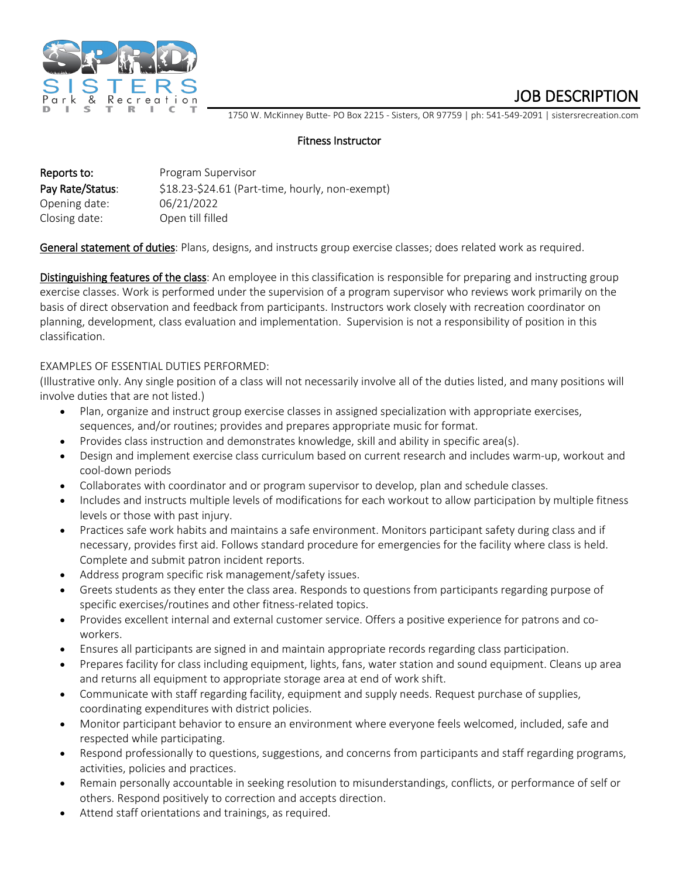**SPRD**
**SISTERS**
Park & Recreation
DISTRICT

# JOB DESCRIPTION

1750 W. McKinney Butte- PO Box 2215 - Sisters, OR 97759 | ph: 541-549-2091 | sistersrecreation.com

## Fitness Instructor

**Reports to:** Program Supervisor
**Pay Rate/Status:** $18.23-$24.61 (Part-time, hourly, non-exempt)
Opening date: 06/21/2022
Closing date: Open till filled

General statement of duties: Plans, designs, and instructs group exercise classes; does related work as required.

Distinguishing features of the class: An employee in this classification is responsible for preparing and instructing group exercise classes. Work is performed under the supervision of a program supervisor who reviews work primarily on the basis of direct observation and feedback from participants. Instructors work closely with recreation coordinator on planning, development, class evaluation and implementation. Supervision is not a responsibility of position in this classification.

EXAMPLES OF ESSENTIAL DUTIES PERFORMED:
(Illustrative only. Any single position of a class will not necessarily involve all of the duties listed, and many positions will involve duties that are not listed.)

- Plan, organize and instruct group exercise classes in assigned specialization with appropriate exercises, sequences, and/or routines; provides and prepares appropriate music for format.
- Provides class instruction and demonstrates knowledge, skill and ability in specific area(s).
- Design and implement exercise class curriculum based on current research and includes warm-up, workout and cool-down periods
- Collaborates with coordinator and or program supervisor to develop, plan and schedule classes.
- Includes and instructs multiple levels of modifications for each workout to allow participation by multiple fitness levels or those with past injury.
- Practices safe work habits and maintains a safe environment. Monitors participant safety during class and if necessary, provides first aid. Follows standard procedure for emergencies for the facility where class is held. Complete and submit patron incident reports.
- Address program specific risk management/safety issues.
- Greets students as they enter the class area. Responds to questions from participants regarding purpose of specific exercises/routines and other fitness-related topics.
- Provides excellent internal and external customer service. Offers a positive experience for patrons and co-workers.
- Ensures all participants are signed in and maintain appropriate records regarding class participation.
- Prepares facility for class including equipment, lights, fans, water station and sound equipment. Cleans up area and returns all equipment to appropriate storage area at end of work shift.
- Communicate with staff regarding facility, equipment and supply needs. Request purchase of supplies, coordinating expenditures with district policies.
- Monitor participant behavior to ensure an environment where everyone feels welcomed, included, safe and respected while participating.
- Respond professionally to questions, suggestions, and concerns from participants and staff regarding programs, activities, policies and practices.
- Remain personally accountable in seeking resolution to misunderstandings, conflicts, or performance of self or others. Respond positively to correction and accepts direction.
- Attend staff orientations and trainings, as required.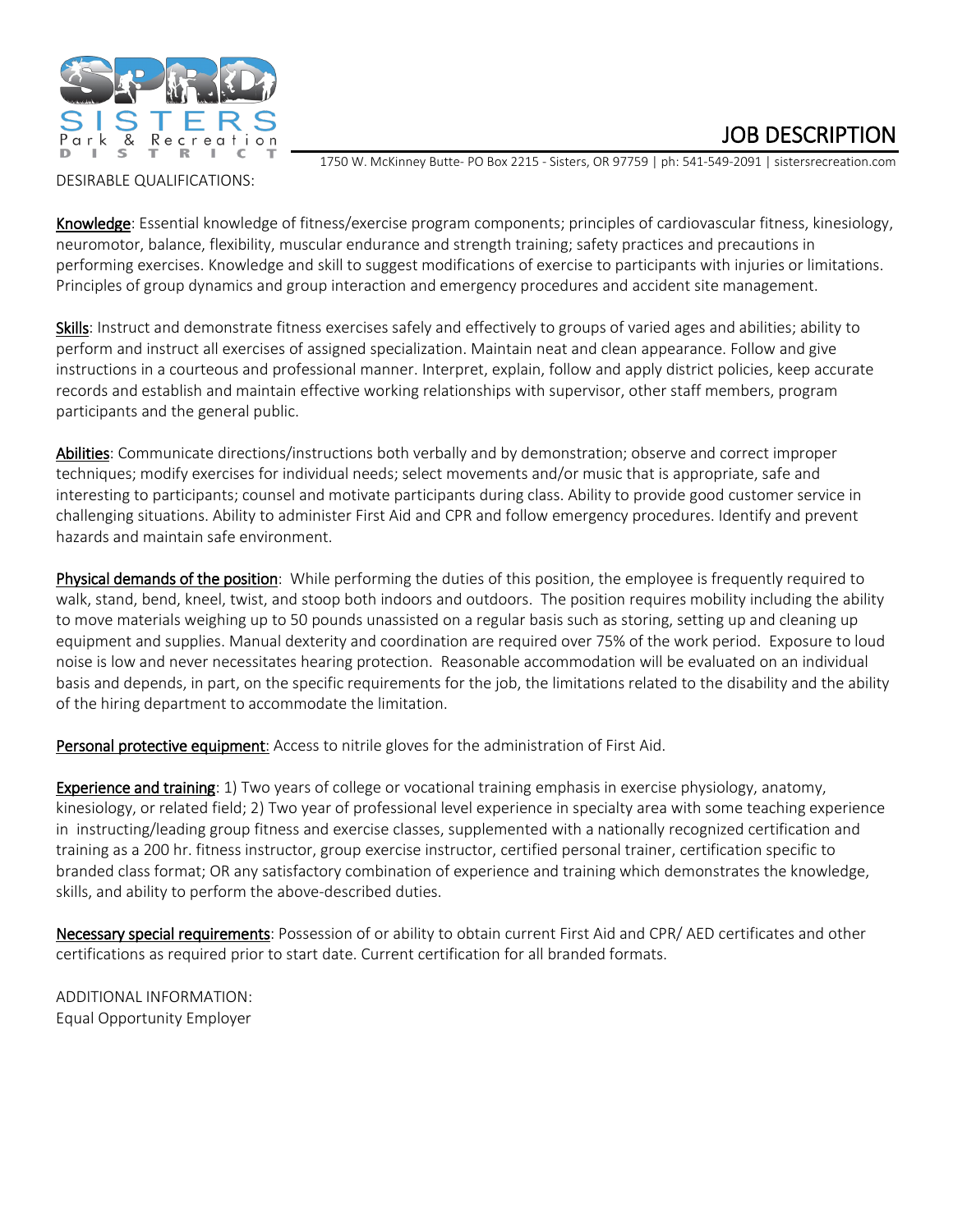DESIRABLE QUALIFICATIONS:

**Knowledge**: Essential knowledge of fitness/exercise program components; principles of cardiovascular fitness, kinesiology, neuromotor, balance, flexibility, muscular endurance and strength training; safety practices and precautions in performing exercises. Knowledge and skill to suggest modifications of exercise to participants with injuries or limitations. Principles of group dynamics and group interaction and emergency procedures and accident site management.

**Skills**: Instruct and demonstrate fitness exercises safely and effectively to groups of varied ages and abilities; ability to perform and instruct all exercises of assigned specialization. Maintain neat and clean appearance. Follow and give instructions in a courteous and professional manner. Interpret, explain, follow and apply district policies, keep accurate records and establish and maintain effective working relationships with supervisor, other staff members, program participants and the general public.

**Abilities**: Communicate directions/instructions both verbally and by demonstration; observe and correct improper techniques; modify exercises for individual needs; select movements and/or music that is appropriate, safe and interesting to participants; counsel and motivate participants during class. Ability to provide good customer service in challenging situations. Ability to administer First Aid and CPR and follow emergency procedures. Identify and prevent hazards and maintain safe environment.

**Physical demands of the position**: While performing the duties of this position, the employee is frequently required to walk, stand, bend, kneel, twist, and stoop both indoors and outdoors. The position requires mobility including the ability to move materials weighing up to 50 pounds unassisted on a regular basis such as storing, setting up and cleaning up equipment and supplies. Manual dexterity and coordination are required over 75% of the work period. Exposure to loud noise is low and never necessitates hearing protection. Reasonable accommodation will be evaluated on an individual basis and depends, in part, on the specific requirements for the job, the limitations related to the disability and the ability of the hiring department to accommodate the limitation.

**Personal protective equipment**: Access to nitrile gloves for the administration of First Aid.

**Experience and training**: 1) Two years of college or vocational training emphasis in exercise physiology, anatomy, kinesiology, or related field; 2) Two year of professional level experience in specialty area with some teaching experience in instructing/leading group fitness and exercise classes, supplemented with a nationally recognized certification and training as a 200 hr. fitness instructor, group exercise instructor, certified personal trainer, certification specific to branded class format; OR any satisfactory combination of experience and training which demonstrates the knowledge, skills, and ability to perform the above-described duties.

**Necessary special requirements**: Possession of or ability to obtain current First Aid and CPR/ AED certificates and other certifications as required prior to start date. Current certification for all branded formats.

ADDITIONAL INFORMATION:
Equal Opportunity Employer